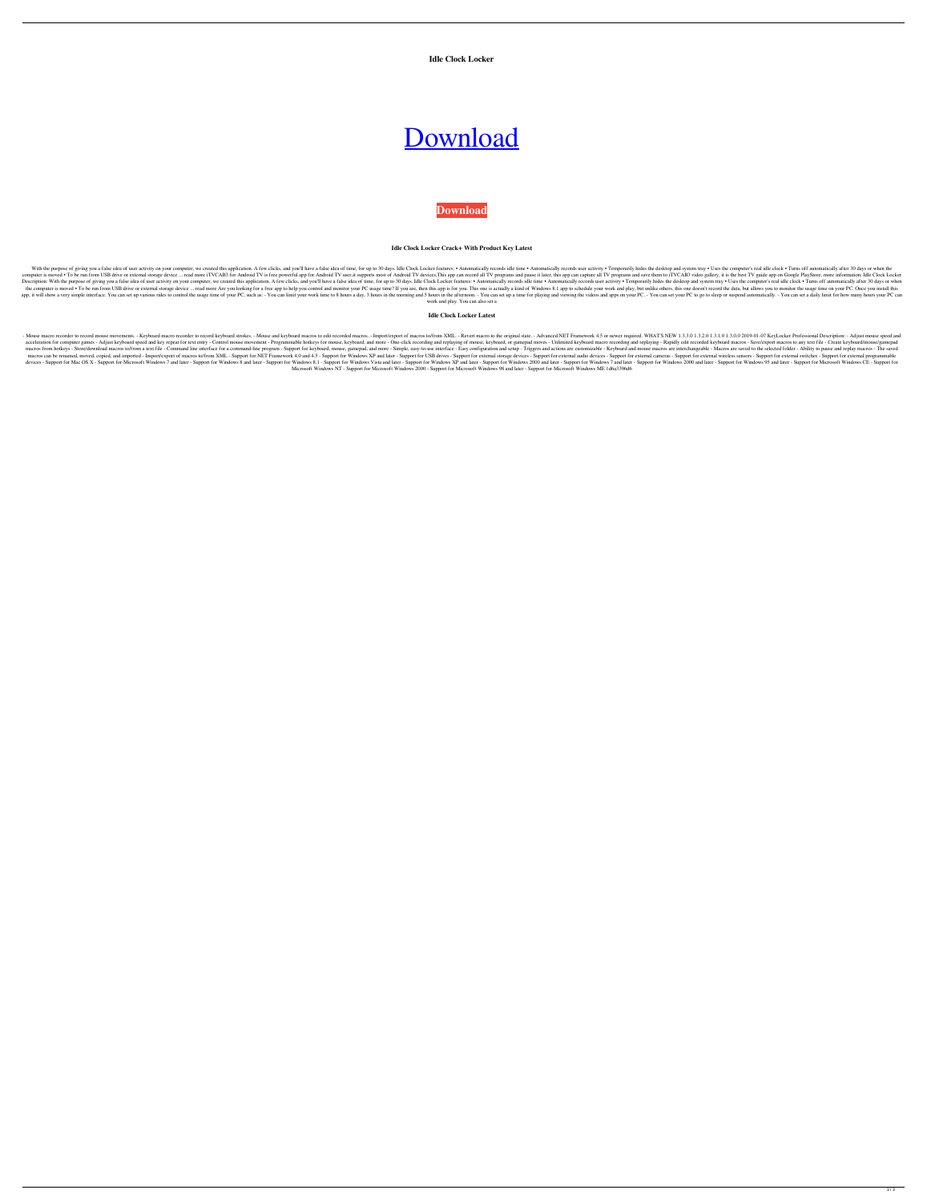**Idle Clock Locker**

# Download

**Download**

**Idle Clock Locker Crack+ With Product Key Latest**

With the purpose of giving you a false idea of user activity on your computer, we created this application. A few clicks, and you'll have a false idea of time, for up to 30 days. Idle Clock Locker features: • Automatically records idle time • Automatically records user activity • Temporarily hides the desktop and system tray • Uses the computer's real idle clock • Turns off automatically after 30 days or when the computer is moved • To be run from USB drive or external storage device ... read more iTVCAB3 for Android TV is free powerful app for Android TV user,it supports most of Android TV devices.This app can record all TV programs and pause it later, this app can capture all TV programs and save them to iTVCAB3 video gallery, it is the best TV guide app on Google PlayStore, more information: Idle Clock Locker Description: With the purpose of giving you a false idea of user activity on your computer, we created this application. A few clicks, and you'll have a false idea of time, for up to 30 days. Idle Clock Locker features: • Automatically records idle time • Automatically records user activity • Temporarily hides the desktop and system tray • Uses the computer's real idle clock • Turns off automatically after 30 days or when the computer is moved • To be run from USB drive or external storage device ... read more Are you looking for a free app to help you control and monitor your PC usage time? If you are, then this app is for you. This one is actually a kind of Windows 8.1 app to schedule your work and play, but unlike others, this one doesn't record the data, but allows you to monitor the usage time on your PC. Once you install this app, it will show a very simple interface. You can set up various rules to control the usage time of your PC, such as: - You can limit your work time to 8 hours a day, 3 hours in the morning and 5 hours in the afternoon. - You can set up a time for playing and viewing the videos and apps on your PC. - You can set your PC to go to sleep or suspend automatically. - You can set a daily limit for how many hours your PC can work and play. You can also set a

**Idle Clock Locker Latest**

- Mouse macro recorder to record mouse movements. - Keyboard macro recorder to record keyboard strokes. - Mouse and keyboard macros to edit recorded macros. - Import/export of macros to/from XML. - Revert macro to the original state. - Advanced.NET Framework 4.5 or newer required. WHAT'S NEW 1.3.3.0 1.3.2.0 1.3.1.0 1.3.0.0 2019-01-07 KeyLocker Professional Description: - Adjust mouse speed and acceleration for computer games - Adjust keyboard speed and key repeat for text entry - Control mouse movement - Programmable hotkeys for mouse, keyboard, and more - One-click recording and replaying of mouse, keyboard, or gamepad moves - Unlimited keyboard macro recording and replaying - Rapidly edit recorded keyboard macros - Save/export macros to any text file - Create keyboard/mouse/gamepad macros from hotkeys - Store/download macros to/from a text file - Command line interface for a command-line program - Support for keyboard, mouse, gamepad, and more - Simple, easy-to-use interface - Easy configuration and setup - Triggers and actions are customizable - Keyboard and mouse macros are interchangeable - Macros are saved to the selected folder - Ability to pause and replay macros - The saved macros can be renamed, moved, copied, and imported - Import/export of macros to/from XML - Support for.NET Framework 4.0 and 4.5 - Support for Windows XP and later - Support for USB drives - Support for external storage devices - Support for external audio devices - Support for external cameras - Support for external wireless sensors - Support for external switches - Support for external programmable devices - Support for Mac OS X - Support for Microsoft Windows 7 and later - Support for Windows 8 and later - Support for Windows 8.1 - Support for Windows Vista and later - Support for Windows XP and later - Support for Windows 2000 and later - Support for Windows 7 and later - Support for Windows 2000 and later - Support for Windows 95 and later - Support for Microsoft Windows CE - Support for Microsoft Windows NT - Support for Microsoft Windows 2000 - Support for Microsoft Windows 98 and later - Support for Microsoft Windows ME 1d6a3396d6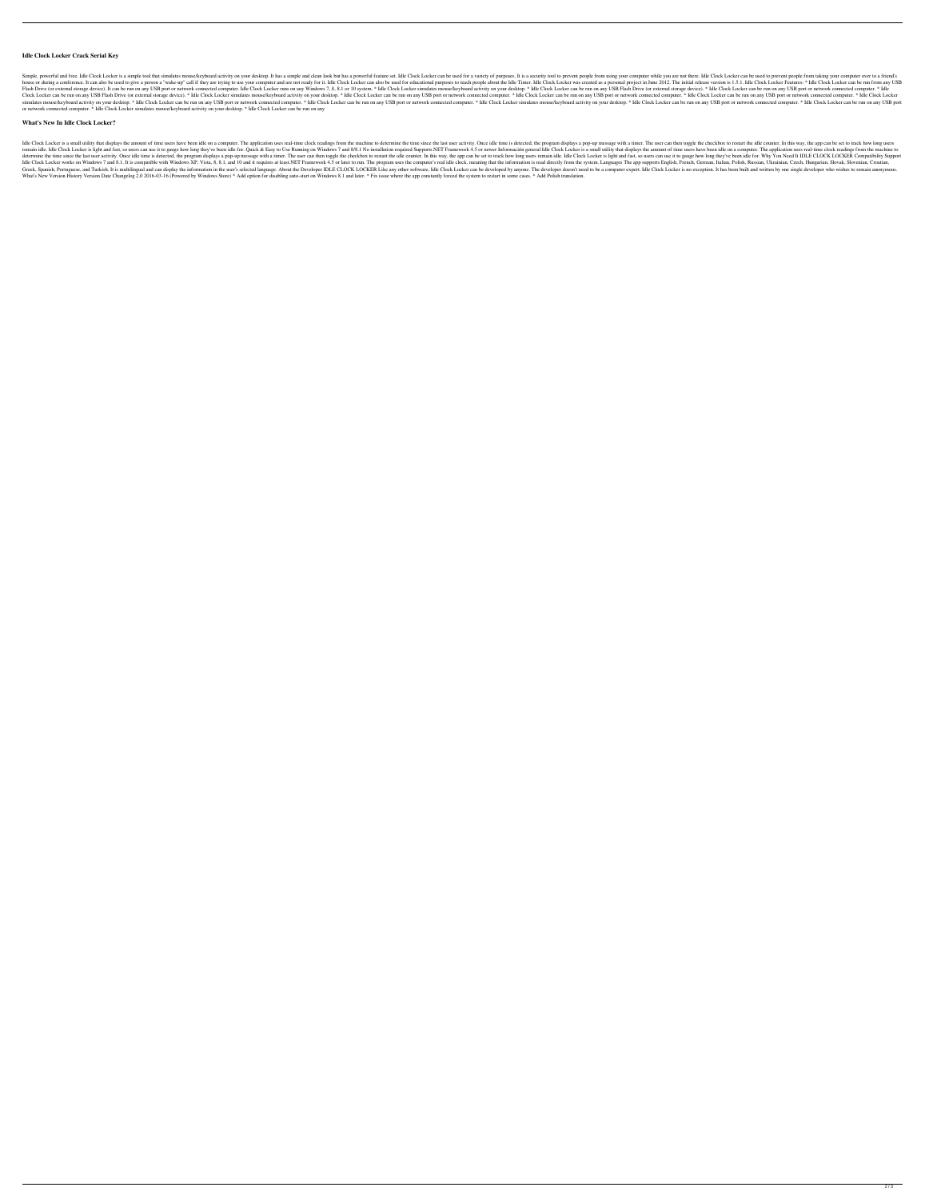### Idle Clock Locker Crack Serial Key

Simple, powerful and free. Idle Clock Locker is a simple tool that simulates mouse/keyboard activity on your desktop. It has a simple and clean look but has a powerful feature set. Idle Clock Locker can be used for a variety of purposes. It is a security tool to prevent people from using your computer while you are not there. Idle Clock Locker can be used to prevent people from taking your computer over to a friend's house or during a conference. It can also be used to give a person a "wake-up" call if they are trying to use your computer and are not ready for it. Idle Clock Locker can also be used for educational purposes to teach people about the Idle Timer. Idle Clock Locker was created as a personal project in June 2012. The initial release version is 1.5.1. Idle Clock Locker Features: * Idle Clock Locker can be run from any USB Flash Drive (or external storage device). It can be run on any USB port or network connected computer. Idle Clock Locker runs on any Windows 7, 8, 8.1 or 10 system. * Idle Clock Locker simulates mouse/keyboard activity on your desktop. * Idle Clock Locker can be run on any USB Flash Drive (or external storage device). * Idle Clock Locker can be run on any USB port or network connected computer. * Idle Clock Locker can be run on any USB Flash Drive (or external storage device). * Idle Clock Locker simulates mouse/keyboard activity on your desktop. * Idle Clock Locker can be run on any USB port or network connected computer. * Idle Clock Locker can be run on any USB port or network connected computer. * Idle Clock Locker can be run on any USB port or network connected computer. * Idle Clock Locker simulates mouse/keyboard activity on your desktop. * Idle Clock Locker can be run on any USB port or network connected computer. * Idle Clock Locker can be run on any USB port or network connected computer. * Idle Clock Locker simulates mouse/keyboard activity on your desktop. * Idle Clock Locker can be run on any USB port or network connected computer. * Idle Clock Locker can be run on any USB port or network connected computer. * Idle Clock Locker simulates mouse/keyboard activity on your desktop. * Idle Clock Locker can be run on any

### What's New In Idle Clock Locker?

Idle Clock Locker is a small utility that displays the amount of time users have been idle on a computer. The application uses real-time clock readings from the machine to determine the time since the last user activity. Once idle time is detected, the program displays a pop-up message with a timer. The user can then toggle the checkbox to restart the idle counter. In this way, the app can be set to track how long users remain idle. Idle Clock Locker is light and fast, so users can use it to gauge how long they've been idle for. Quick & Easy to Use Running on Windows 7 and 8/8.1 No installation required Supports.NET Framework 4.5 or newer Información general Idle Clock Locker is a small utility that displays the amount of time users have been idle on a computer. The application uses real-time clock readings from the machine to determine the time since the last user activity. Once idle time is detected, the program displays a pop-up message with a timer. The user can then toggle the checkbox to restart the idle counter. In this way, the app can be set to track how long users remain idle. Idle Clock Locker is light and fast, so users can use it to gauge how long they've been idle for. Why You Need It IDLE CLOCK LOCKER Compatibility Support Idle Clock Locker works on Windows 7 and 8.1. It is compatible with Windows XP, Vista, 8, 8.1, and 10 and it requires at least.NET Framework 4.5 or later to run. The program uses the computer's real idle clock, meaning that the information is read directly from the system. Languages The app supports English, French, German, Italian, Polish, Russian, Ukrainian, Czech, Hungarian, Slovak, Slovenian, Croatian, Greek, Spanish, Portuguese, and Turkish. It is multilingual and can display the information in the user's selected language. About the Developer IDLE CLOCK LOCKER Like any other software, Idle Clock Locker can be developed by anyone. The developer doesn't need to be a computer expert. Idle Clock Locker is no exception. It has been built and written by one single developer who wishes to remain anonymous. What's New Version History Version Date Changelog 2.0 2016-03-16 (Powered by Windows Store) * Add option for disabling auto-start on Windows 8.1 and later. * Fix issue where the app constantly forced the system to restart in some cases. * Add Polish translation.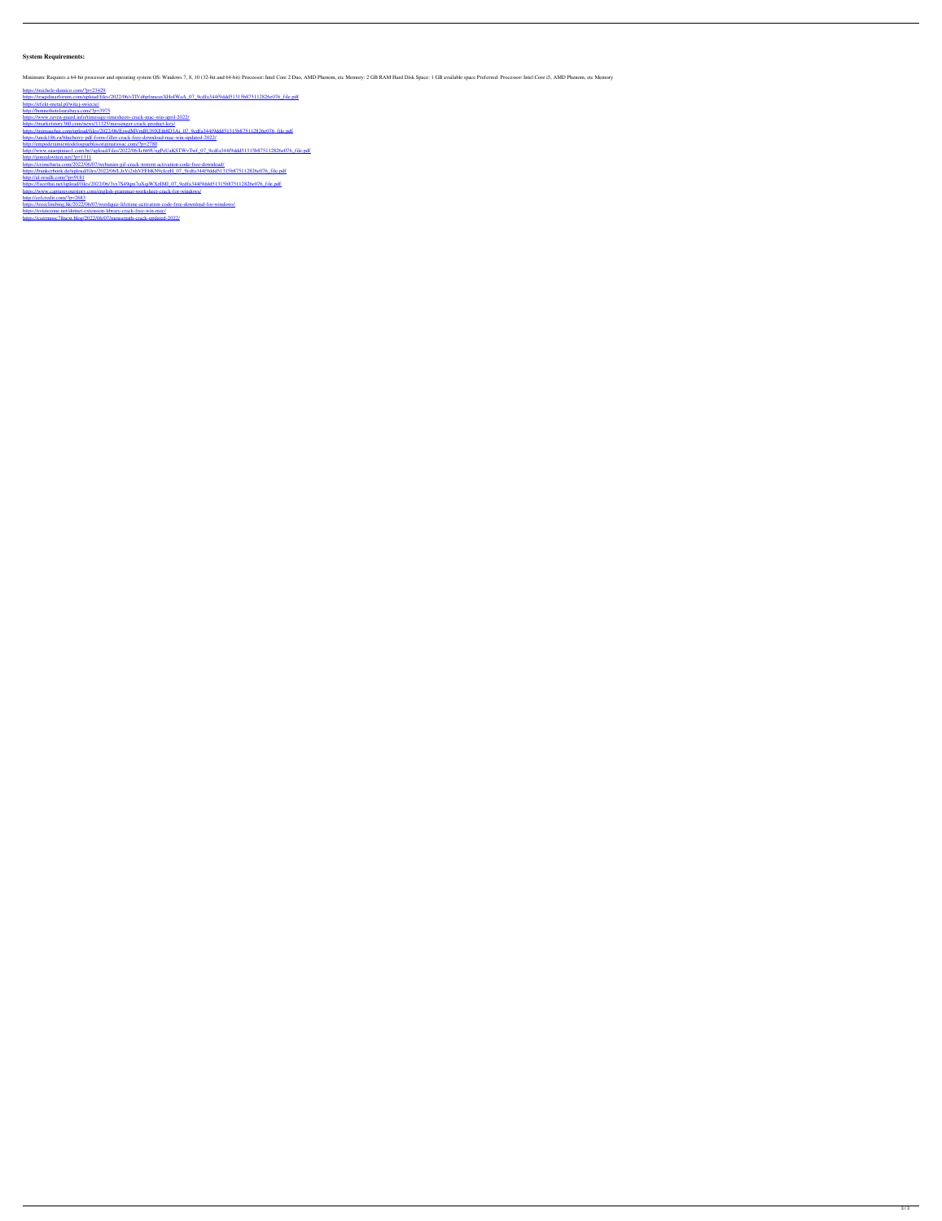**System Requirements:**

Minimum: Requires a 64-bit processor and operating system OS: Windows 7, 8, 10 (32-bit and 64-bit) Processor: Intel Core 2 Duo, AMD Phenom, etc Memory: 2 GB RAM Hard Disk Space: 1 GB available space Preferred: Processor: Intel Core i5, AMD Phenom, etc Memory

https://michele-damico.com/?p=23429
https://iraqidinarforum.com/upload/files/2022/06/vTIVdhpfmncaxXHolWaA_07_9cdfa3449ddd5131Sb875112826e076_file.pdf
https://efekt-metal.pl/witaj-swiecie/
http://bonnethotelsurabaya.com/?p=3975
https://www.raven-guard.info/timesage-timesheets-crack-mac-win-april-2022/
https://marketstory360.com/news/11125/messenger-crack-product-key/
https://mimaachat.com/upload/files/2022/06/EjwdMVmf8U9XEth8D3Ai_07_9cdfa3449ddd5131Sb875112826e076_file.pdf
https://unsk186.ru/blueberry-pdf-form-filler-crack-free-download-mac-win-updated-2022/
http://empoderamientodelospueblosoriginariosac.com/?p=2780
http://www.naaopiniao1.com.br/upload/files/2022/06/Jch69UqPxUaKSTWvTwf_07_9cdfa3449ddd5131Sb875112826e076_file.pdf
http://joshuatestwebsite.com/?p=1311
https://crimebarta.com/2022/06/07/webumin-pif-crack-torrent-activation-code-free-download/
https://frankerbook.de/upload/files/2022/06/LJeVi2shVFEbKN9cIceH_07_9cdfa3449ddd5131Sb875112826e076_file.pdf
http://al-resalh.com/?p=9181
https://facethai.net/upload/files/2022/06/3vx7S49qm7uXqWXrfMJ_07_9cdfa3449ddd5131Sb875112826e076_file.pdf
https://www.captureyourstory.com/english-grammar-worksheet-crack-for-windows/
http://cefcredit.com/?p=2683
https://treeclimbing.hk/2022/06/07/wordquiz-lifetime-activation-code-free-download-for-windows/
https://estatezone.net/dotnet-extension-library-crack-free-win-mac/
https://csermooc78next.blog/2022/06/07/mousepath-crack-updated-2022/